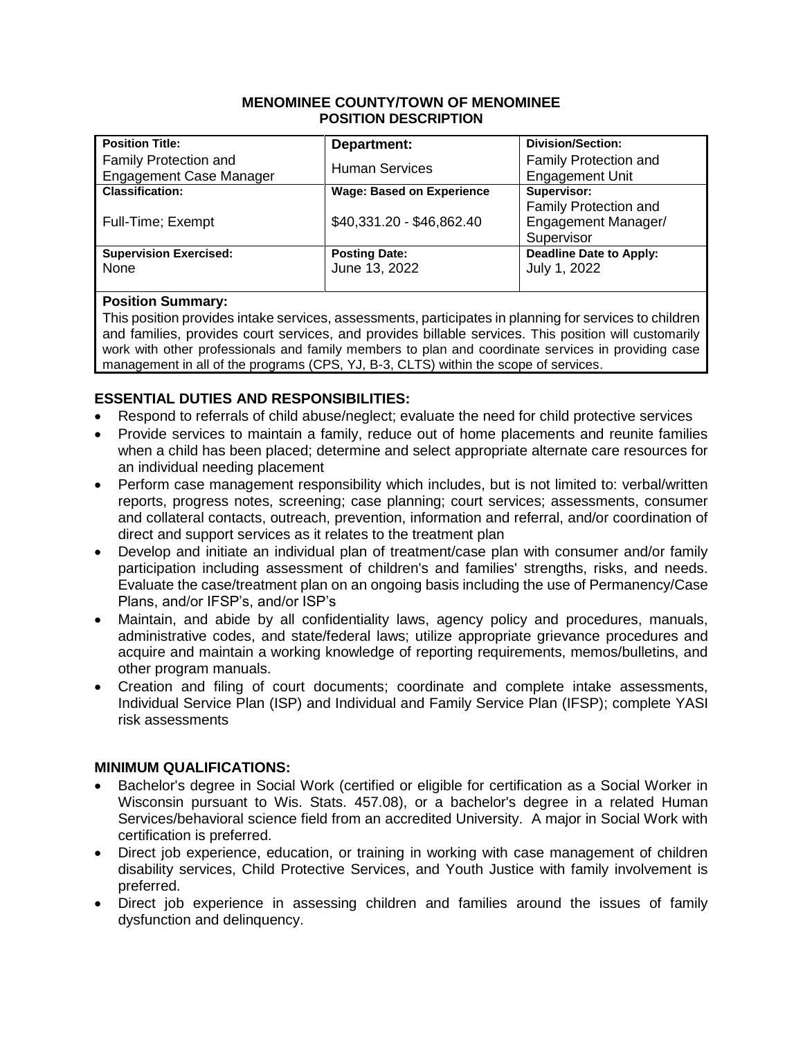**MENOMINEE COUNTY/TOWN OF MENOMINEE**
**POSITION DESCRIPTION**

| **Position Title:** Family Protection and Engagement Case Manager | **Department:** Human Services | **Division/Section:** Family Protection and Engagement Unit |
|---|---|---|
| **Classification:** Full-Time; Exempt | **Wage: Based on Experience** $40,331.20 - $46,862.40 | **Supervisor:** Family Protection and Engagement Manager/ Supervisor |
| **Supervision Exercised:** None | **Posting Date:** June 13, 2022 | **Deadline Date to Apply:** July 1, 2022 |

**Position Summary:**
This position provides intake services, assessments, participates in planning for services to children and families, provides court services, and provides billable services. This position will customarily work with other professionals and family members to plan and coordinate services in providing case management in all of the programs (CPS, YJ, B-3, CLTS) within the scope of services.

## ESSENTIAL DUTIES AND RESPONSIBILITIES:

- Respond to referrals of child abuse/neglect; evaluate the need for child protective services
- Provide services to maintain a family, reduce out of home placements and reunite families when a child has been placed; determine and select appropriate alternate care resources for an individual needing placement
- Perform case management responsibility which includes, but is not limited to: verbal/written reports, progress notes, screening; case planning; court services; assessments, consumer and collateral contacts, outreach, prevention, information and referral, and/or coordination of direct and support services as it relates to the treatment plan
- Develop and initiate an individual plan of treatment/case plan with consumer and/or family participation including assessment of children's and families' strengths, risks, and needs. Evaluate the case/treatment plan on an ongoing basis including the use of Permanency/Case Plans, and/or IFSP's, and/or ISP's
- Maintain, and abide by all confidentiality laws, agency policy and procedures, manuals, administrative codes, and state/federal laws; utilize appropriate grievance procedures and acquire and maintain a working knowledge of reporting requirements, memos/bulletins, and other program manuals.
- Creation and filing of court documents; coordinate and complete intake assessments, Individual Service Plan (ISP) and Individual and Family Service Plan (IFSP); complete YASI risk assessments

## MINIMUM QUALIFICATIONS:

- Bachelor's degree in Social Work (certified or eligible for certification as a Social Worker in Wisconsin pursuant to Wis. Stats. 457.08), or a bachelor's degree in a related Human Services/behavioral science field from an accredited University. A major in Social Work with certification is preferred.
- Direct job experience, education, or training in working with case management of children disability services, Child Protective Services, and Youth Justice with family involvement is preferred.
- Direct job experience in assessing children and families around the issues of family dysfunction and delinquency.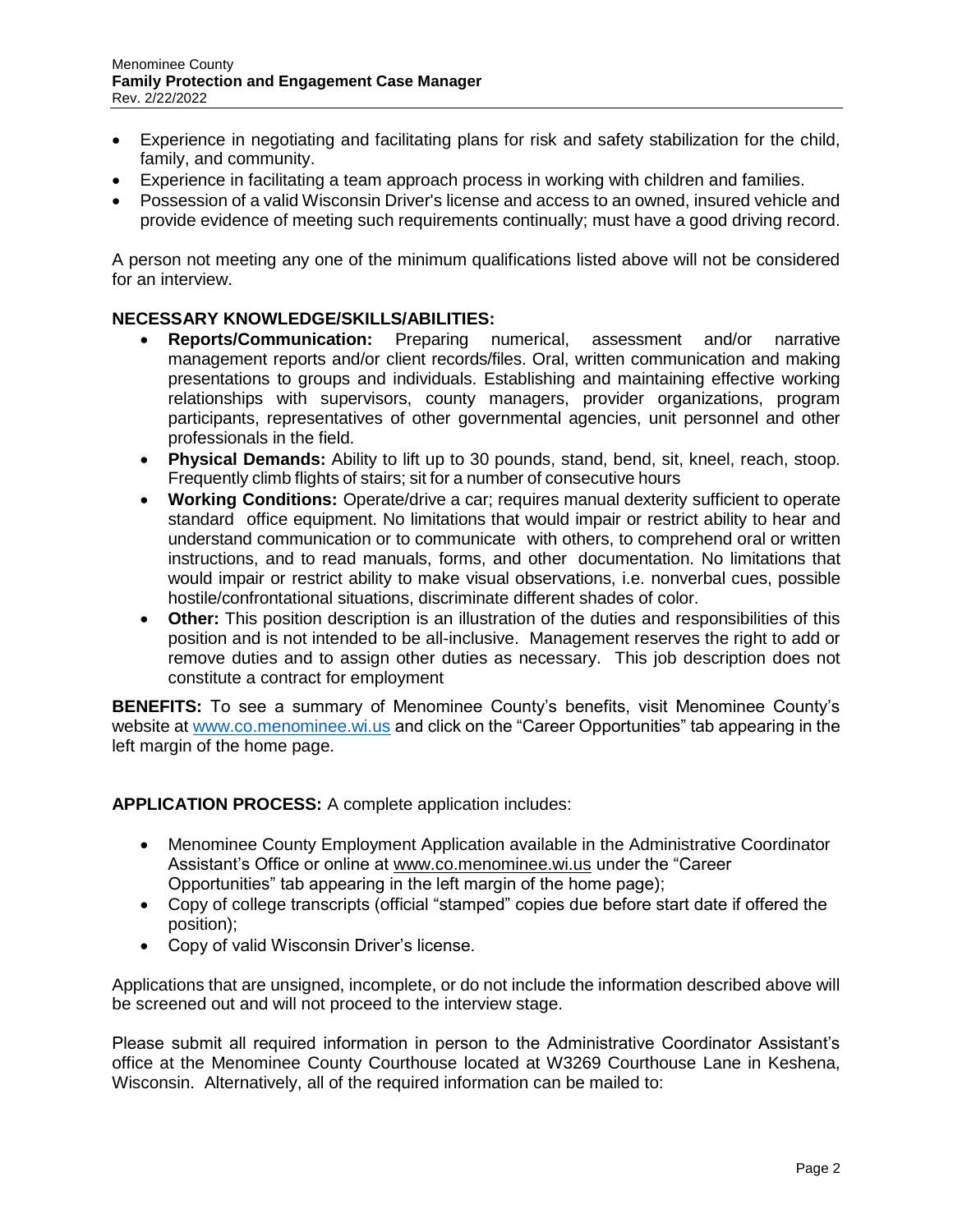- Experience in negotiating and facilitating plans for risk and safety stabilization for the child, family, and community.
- Experience in facilitating a team approach process in working with children and families.
- Possession of a valid Wisconsin Driver's license and access to an owned, insured vehicle and provide evidence of meeting such requirements continually; must have a good driving record.

A person not meeting any one of the minimum qualifications listed above will not be considered for an interview.

**NECESSARY KNOWLEDGE/SKILLS/ABILITIES:**

- **Reports/Communication:** Preparing numerical, assessment and/or narrative management reports and/or client records/files. Oral, written communication and making presentations to groups and individuals. Establishing and maintaining effective working relationships with supervisors, county managers, provider organizations, program participants, representatives of other governmental agencies, unit personnel and other professionals in the field.
- **Physical Demands:** Ability to lift up to 30 pounds, stand, bend, sit, kneel, reach, stoop. Frequently climb flights of stairs; sit for a number of consecutive hours
- **Working Conditions:** Operate/drive a car; requires manual dexterity sufficient to operate standard office equipment. No limitations that would impair or restrict ability to hear and understand communication or to communicate with others, to comprehend oral or written instructions, and to read manuals, forms, and other documentation. No limitations that would impair or restrict ability to make visual observations, i.e. nonverbal cues, possible hostile/confrontational situations, discriminate different shades of color.
- **Other:** This position description is an illustration of the duties and responsibilities of this position and is not intended to be all-inclusive. Management reserves the right to add or remove duties and to assign other duties as necessary. This job description does not constitute a contract for employment

**BENEFITS:** To see a summary of Menominee County's benefits, visit Menominee County's website at www.co.menominee.wi.us and click on the "Career Opportunities" tab appearing in the left margin of the home page.

**APPLICATION PROCESS:** A complete application includes:

- Menominee County Employment Application available in the Administrative Coordinator Assistant's Office or online at www.co.menominee.wi.us under the "Career Opportunities" tab appearing in the left margin of the home page);
- Copy of college transcripts (official "stamped" copies due before start date if offered the position);
- Copy of valid Wisconsin Driver's license.

Applications that are unsigned, incomplete, or do not include the information described above will be screened out and will not proceed to the interview stage.

Please submit all required information in person to the Administrative Coordinator Assistant's office at the Menominee County Courthouse located at W3269 Courthouse Lane in Keshena, Wisconsin. Alternatively, all of the required information can be mailed to: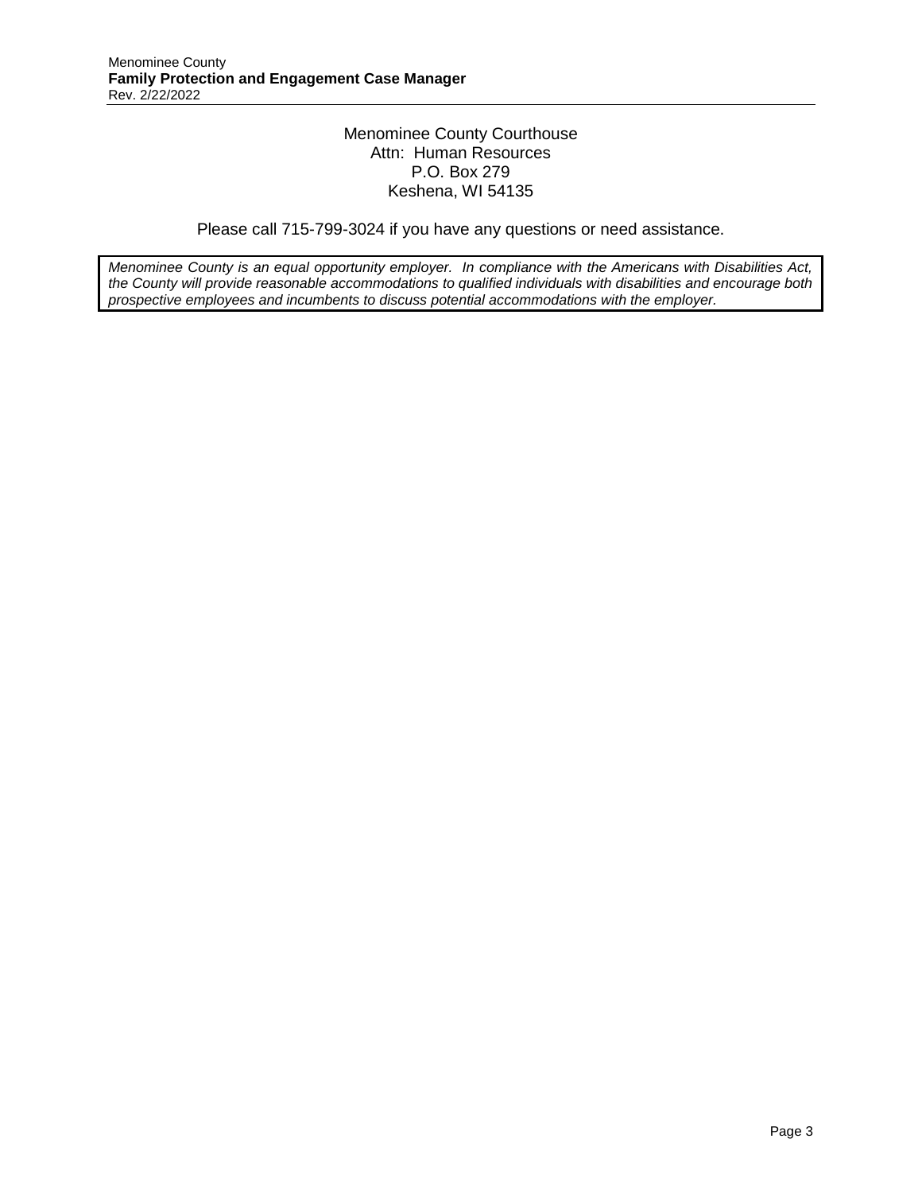Menominee County Courthouse
Attn: Human Resources
P.O. Box 279
Keshena, WI 54135

Please call 715-799-3024 if you have any questions or need assistance.

*Menominee County is an equal opportunity employer. In compliance with the Americans with Disabilities Act, the County will provide reasonable accommodations to qualified individuals with disabilities and encourage both prospective employees and incumbents to discuss potential accommodations with the employer.*